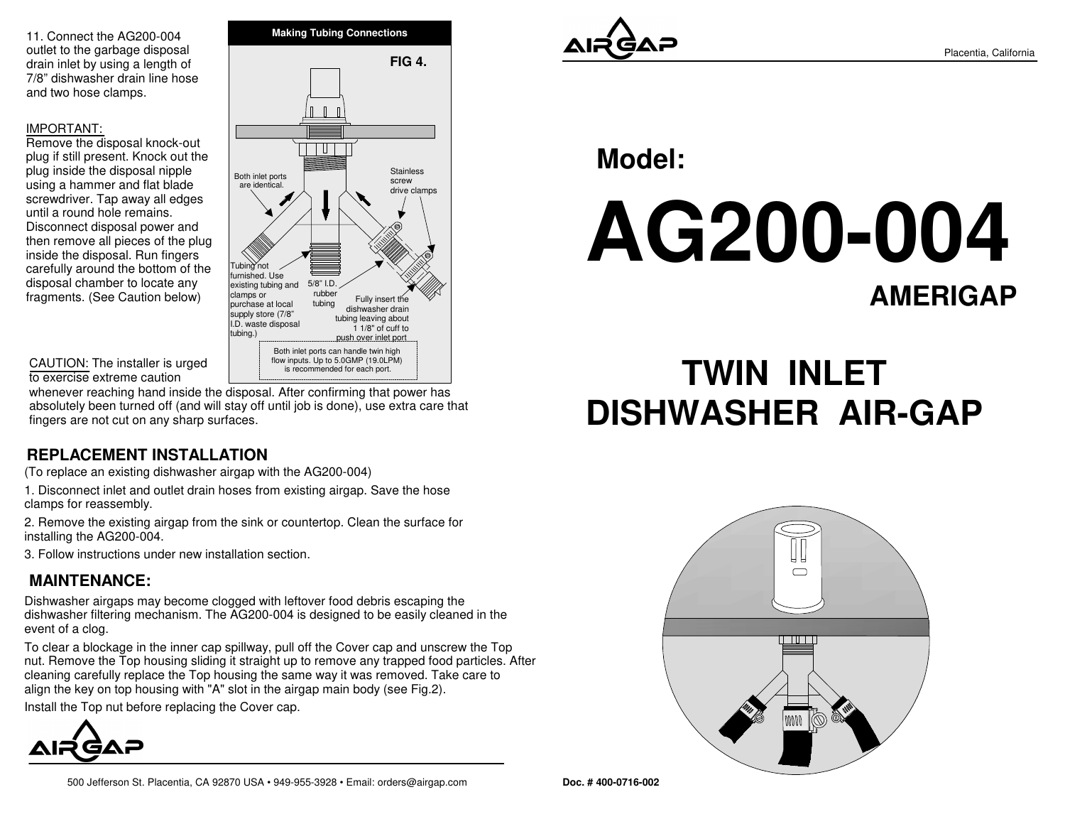11. Connect the AG200-004 outlet to the garbage disposal drain inlet by using a length of 7/8" dishwasher drain line hose and two hose clamps.

IMPORTANT:
Remove the disposal knock-out plug if still present. Knock out the plug inside the disposal nipple using a hammer and flat blade screwdriver. Tap away all edges until a round hole remains. Disconnect disposal power and then remove all pieces of the plug inside the disposal. Run fingers carefully around the bottom of the disposal chamber to locate any fragments. (See Caution below)

**Making Tubing Connections**

FIG 4.

Both inlet ports are identical.

Stainless screw drive clamps

Tubing not furnished. Use existing tubing and clamps or purchase at local supply store (7/8" I.D. waste disposal tubing.)

5/8" I.D. rubber tubing

Fully insert the dishwasher drain tubing leaving about 1 1/8" of cuff to push over inlet port

Both inlet ports can handle twin high flow inputs. Up to 5.0GMP (19.0LPM) is recommended for each port.

CAUTION: The installer is urged to exercise extreme caution whenever reaching hand inside the disposal. After confirming that power has absolutely been turned off (and will stay off until job is done), use extra care that fingers are not cut on any sharp surfaces.

## REPLACEMENT INSTALLATION

(To replace an existing dishwasher airgap with the AG200-004)

1. Disconnect inlet and outlet drain hoses from existing airgap. Save the hose clamps for reassembly.
2. Remove the existing airgap from the sink or countertop. Clean the surface for installing the AG200-004.
3. Follow instructions under new installation section.

## MAINTENANCE:

Dishwasher airgaps may become clogged with leftover food debris escaping the dishwasher filtering mechanism. The AG200-004 is designed to be easily cleaned in the event of a clog.

To clear a blockage in the inner cap spillway, pull off the Cover cap and unscrew the Top nut. Remove the Top housing sliding it straight up to remove any trapped food particles. After cleaning carefully replace the Top housing the same way it was removed. Take care to align the key on top housing with "A" slot in the airgap main body (see Fig.2).

Install the Top nut before replacing the Cover cap.

AIRGAP

500 Jefferson St. Placentia, CA 92870 USA • 949-955-3928 • Email: orders@airgap.com

AIRGAP

Placentia, California

# Model:

# AG200-004

## AMERIGAP

# TWIN INLET DISHWASHER AIR-GAP

**Doc. # 400-0716-002**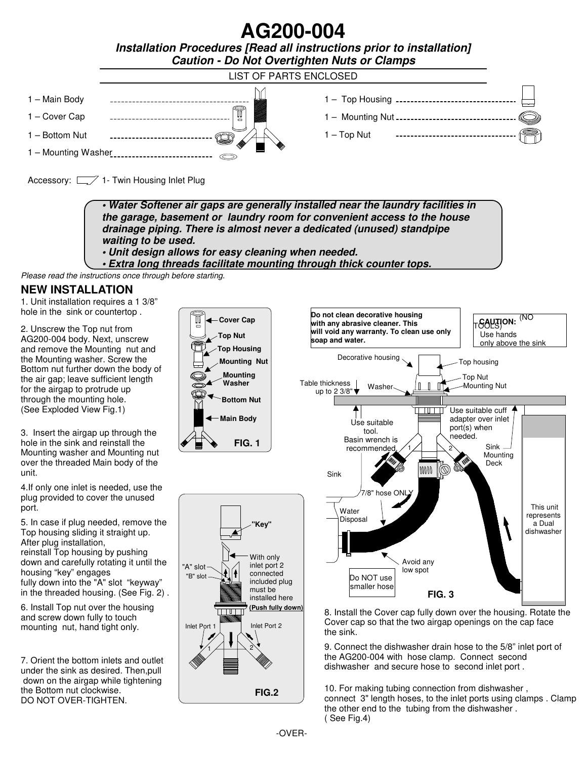# AG200-004

***Installation Procedures [Read all instructions prior to installation]***
***Caution - Do Not Overtighten Nuts or Clamps***

LIST OF PARTS ENCLOSED

1 – Main Body
1 – Cover Cap
1 – Bottom Nut
1 – Mounting Washer
1 – Top Housing
1 – Mounting Nut
1 – Top Nut

Accessory: 1- Twin Housing Inlet Plug

***• Water Softener air gaps are generally installed near the laundry facilities in the garage, basement or laundry room for convenient access to the house drainage piping. There is almost never a dedicated (unused) standpipe waiting to be used.***
***• Unit design allows for easy cleaning when needed.***
***• Extra long threads facilitate mounting through thick counter tops.***

*Please read the instructions once through before starting.*

## NEW INSTALLATION

1. Unit installation requires a 1 3/8" hole in the sink or countertop .

2. Unscrew the Top nut from AG200-004 body. Next, unscrew and remove the Mounting nut and the Mounting washer. Screw the Bottom nut further down the body of the air gap; leave sufficient length for the airgap to protrude up through the mounting hole. (See Exploded View Fig.1)

3. Insert the airgap up through the hole in the sink and reinstall the Mounting washer and Mounting nut over the threaded Main body of the unit.

4.If only one inlet is needed, use the plug provided to cover the unused port.

5. In case if plug needed, remove the Top housing sliding it straight up. After plug installation, reinstall Top housing by pushing down and carefully rotating it until the housing "key" engages fully down into the "A" slot "keyway" in the threaded housing. (See Fig. 2) .

6. Install Top nut over the housing and screw down fully to touch mounting nut, hand tight only.

7. Orient the bottom inlets and outlet under the sink as desired. Then,pull down on the airgap while tightening the Bottom nut clockwise. DO NOT OVER-TIGHTEN.

Cover Cap
Top Nut
Top Housing
Mounting Nut
Mounting Washer
Bottom Nut
Main Body

**FIG. 1**

"Key"
"A" slot
"B" slot
With only inlet port 2 connected included plug must be installed here
(Push fully down)
Inlet Port 1
Inlet Port 2
1
2

**FIG.2**

**Do not clean decorative housing with any abrasive cleaner. This will void any warranty. To clean use only soap and water.**

**CAUTION:** (NO TOOLS) Use hands only above the sink

Decorative housing
Top housing
Table thickness up to 2 3/8"
Washer
Top Nut
Mounting Nut
Use suitable tool. Basin wrench is recommended.
Use suitable cuff adapter over inlet port(s) when needed.
1
2
Sink Mounting Deck
Sink
7/8" hose ONLY
Water Disposal
This unit represents a Dual dishwasher
Avoid any low spot
Do NOT use smaller hose

**FIG. 3**

8. Install the Cover cap fully down over the housing. Rotate the Cover cap so that the two airgap openings on the cap face the sink.

9. Connect the dishwasher drain hose to the 5/8" inlet port of the AG200-004 with hose clamp. Connect second dishwasher and secure hose to second inlet port .

10. For making tubing connection from dishwasher , connect 3" length hoses, to the inlet ports using clamps . Clamp the other end to the tubing from the dishwasher . ( See Fig.4)

-OVER-